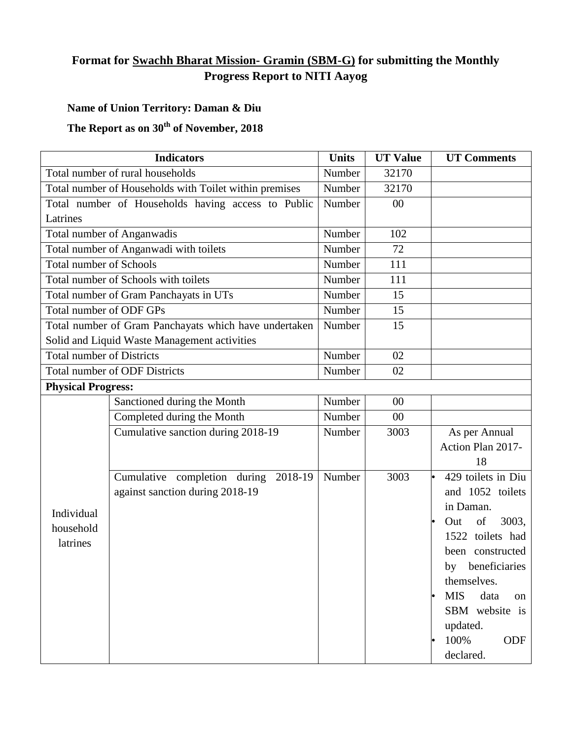# Format for Swachh Bharat Mission- Gramin (SBM-G) for submitting the Monthly Progress Report to NITI Aayog

**Name of Union Territory: Daman & Diu**

**The Report as on 30th of November, 2018**

| Indicators | | Units | UT Value | UT Comments |
|---|---|---|---|---|
| Total number of rural households | | Number | 32170 | |
| Total number of Households with Toilet within premises | | Number | 32170 | |
| Total number of Households having access to Public Latrines | | Number | 00 | |
| Total number of Anganwadis | | Number | 102 | |
| Total number of Anganwadi with toilets | | Number | 72 | |
| Total number of Schools | | Number | 111 | |
| Total number of Schools with toilets | | Number | 111 | |
| Total number of Gram Panchayats in UTs | | Number | 15 | |
| Total number of ODF GPs | | Number | 15 | |
| Total number of Gram Panchayats which have undertaken Solid and Liquid Waste Management activities | | Number | 15 | |
| Total number of Districts | | Number | 02 | |
| Total number of ODF Districts | | Number | 02 | |
| **Physical Progress:** | | | | |
| Individual household latrines | Sanctioned during the Month | Number | 00 | |
| | Completed during the Month | Number | 00 | |
| | Cumulative sanction during 2018-19 | Number | 3003 | As per Annual Action Plan 2017-18 |
| | Cumulative completion during 2018-19 against sanction during 2018-19 | Number | 3003 | • 429 toilets in Diu and 1052 toilets in Daman.<br>• Out of 3003, 1522 toilets had been constructed by beneficiaries themselves.<br>• MIS data on SBM website is updated.<br>• 100% ODF declared. |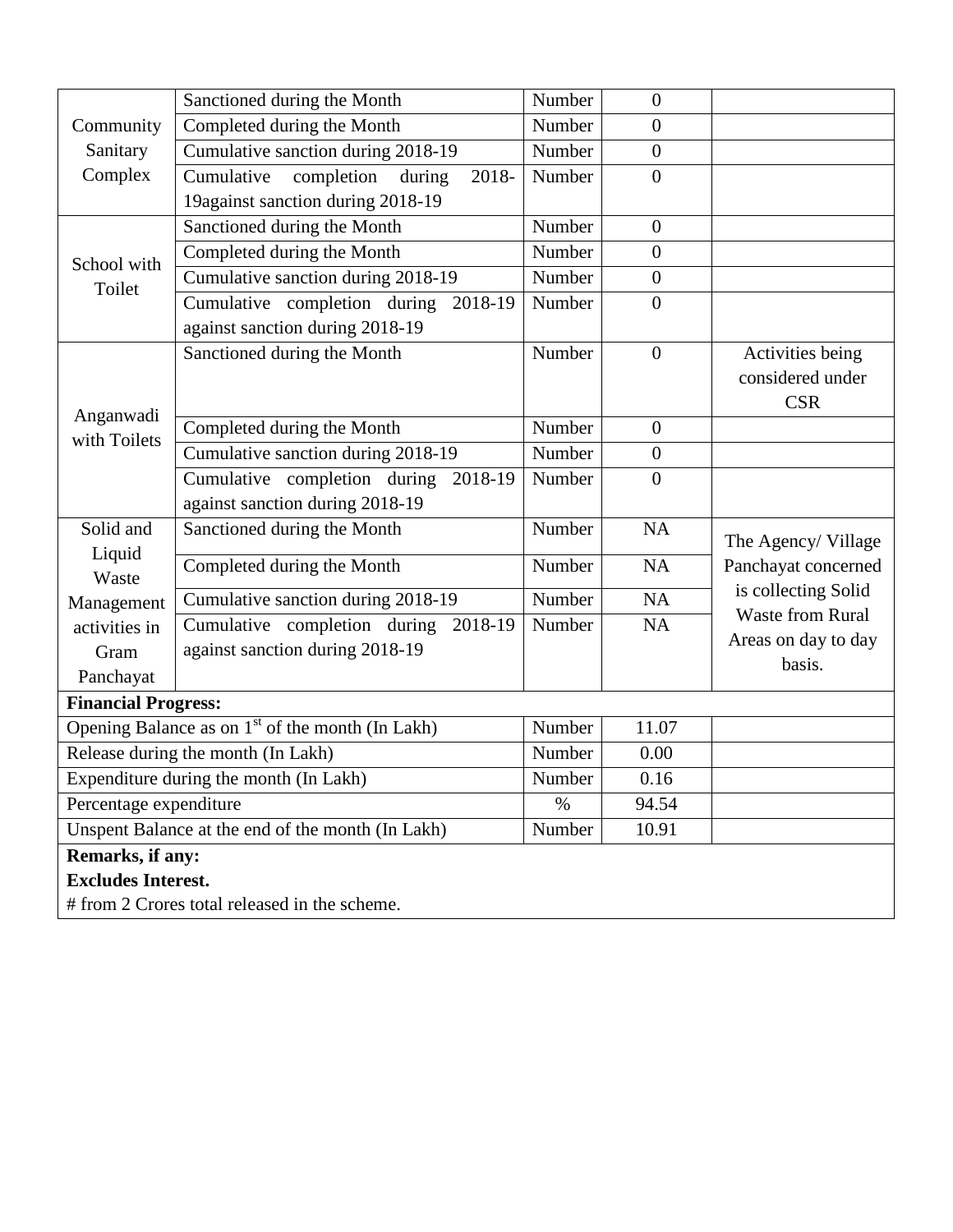| | | | | |
|---|---|---|---|---|
| Community Sanitary Complex | Sanctioned during the Month | Number | 0 | |
| | Completed during the Month | Number | 0 | |
| | Cumulative sanction during 2018-19 | Number | 0 | |
| | Cumulative completion during 2018-19against sanction during 2018-19 | Number | 0 | |
| School with Toilet | Sanctioned during the Month | Number | 0 | |
| | Completed during the Month | Number | 0 | |
| | Cumulative sanction during 2018-19 | Number | 0 | |
| | Cumulative completion during 2018-19 against sanction during 2018-19 | Number | 0 | |
| Anganwadi with Toilets | Sanctioned during the Month | Number | 0 | Activities being considered under CSR |
| | Completed during the Month | Number | 0 | |
| | Cumulative sanction during 2018-19 | Number | 0 | |
| | Cumulative completion during 2018-19 against sanction during 2018-19 | Number | 0 | |
| Solid and Liquid Waste Management activities in Gram Panchayat | Sanctioned during the Month | Number | NA | The Agency/ Village Panchayat concerned is collecting Solid Waste from Rural Areas on day to day basis. |
| | Completed during the Month | Number | NA | |
| | Cumulative sanction during 2018-19 | Number | NA | |
| | Cumulative completion during 2018-19 against sanction during 2018-19 | Number | NA | |
| **Financial Progress:** | | | | |
| Opening Balance as on 1st of the month (In Lakh) | | Number | 11.07 | |
| Release during the month (In Lakh) | | Number | 0.00 | |
| Expenditure during the month (In Lakh) | | Number | 0.16 | |
| Percentage expenditure | | % | 94.54 | |
| Unspent Balance at the end of the month (In Lakh) | | Number | 10.91 | |

**Remarks, if any:**

**Excludes Interest.**

# from 2 Crores total released in the scheme.